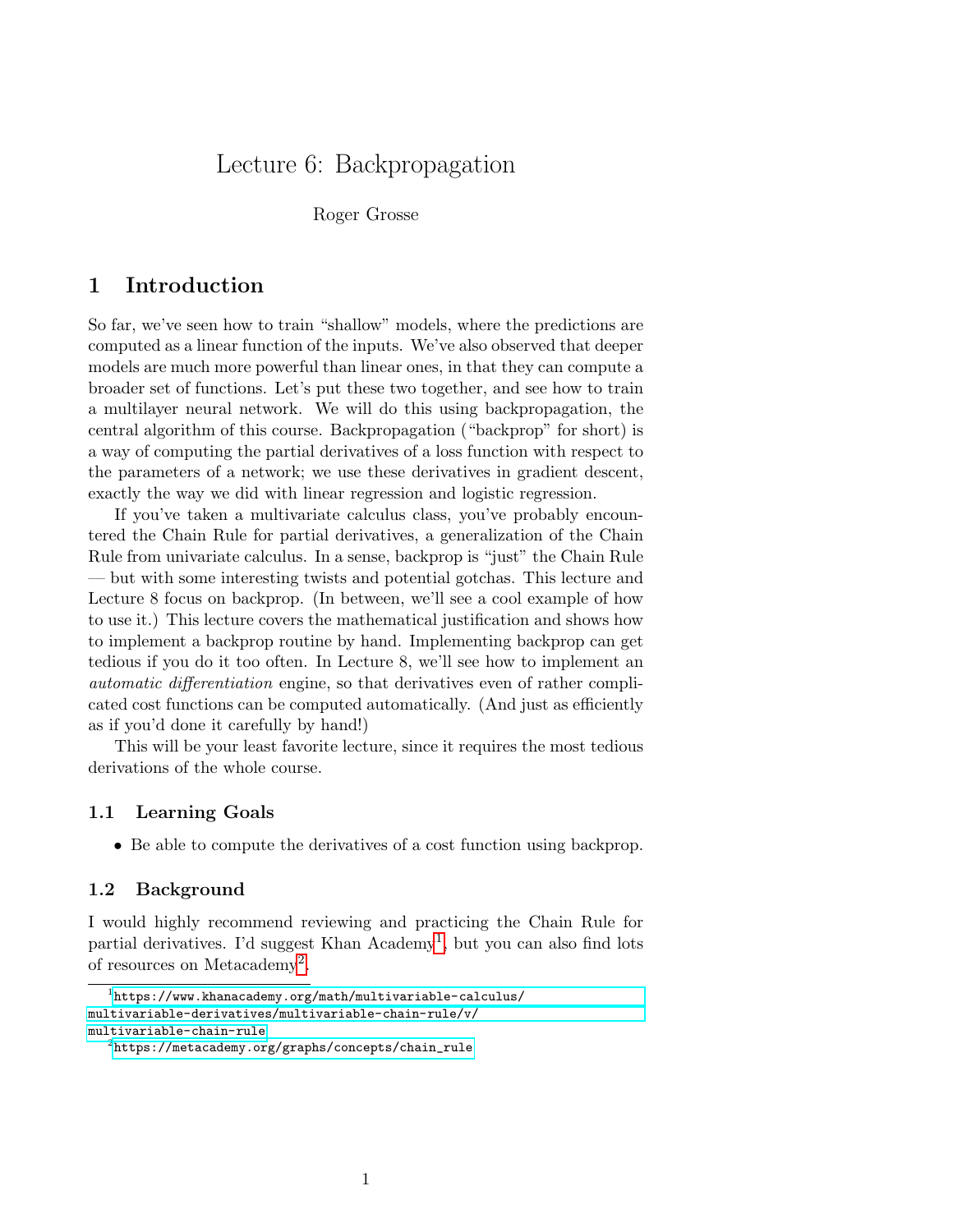# Lecture 6: Backpropagation

Roger Grosse

## 1 Introduction

So far, we've seen how to train "shallow" models, where the predictions are computed as a linear function of the inputs. We've also observed that deeper models are much more powerful than linear ones, in that they can compute a broader set of functions. Let's put these two together, and see how to train a multilayer neural network. We will do this using backpropagation, the central algorithm of this course. Backpropagation ("backprop" for short) is a way of computing the partial derivatives of a loss function with respect to the parameters of a network; we use these derivatives in gradient descent, exactly the way we did with linear regression and logistic regression.

If you've taken a multivariate calculus class, you've probably encountered the Chain Rule for partial derivatives, a generalization of the Chain Rule from univariate calculus. In a sense, backprop is "just" the Chain Rule — but with some interesting twists and potential gotchas. This lecture and Lecture 8 focus on backprop. (In between, we'll see a cool example of how to use it.) This lecture covers the mathematical justification and shows how to implement a backprop routine by hand. Implementing backprop can get tedious if you do it too often. In Lecture 8, we'll see how to implement an *automatic differentiation* engine, so that derivatives even of rather complicated cost functions can be computed automatically. (And just as efficiently as if you'd done it carefully by hand!)

This will be your least favorite lecture, since it requires the most tedious derivations of the whole course.

### 1.1 Learning Goals

- Be able to compute the derivatives of a cost function using backprop.

### 1.2 Background

I would highly recommend reviewing and practicing the Chain Rule for partial derivatives. I'd suggest Khan Academy[1], but you can also find lots of resources on Metacademy[2].

[1] https://www.khanacademy.org/math/multivariable-calculus/multivariable-derivatives/multivariable-chain-rule/v/multivariable-chain-rule

[2] https://metacademy.org/graphs/concepts/chain_rule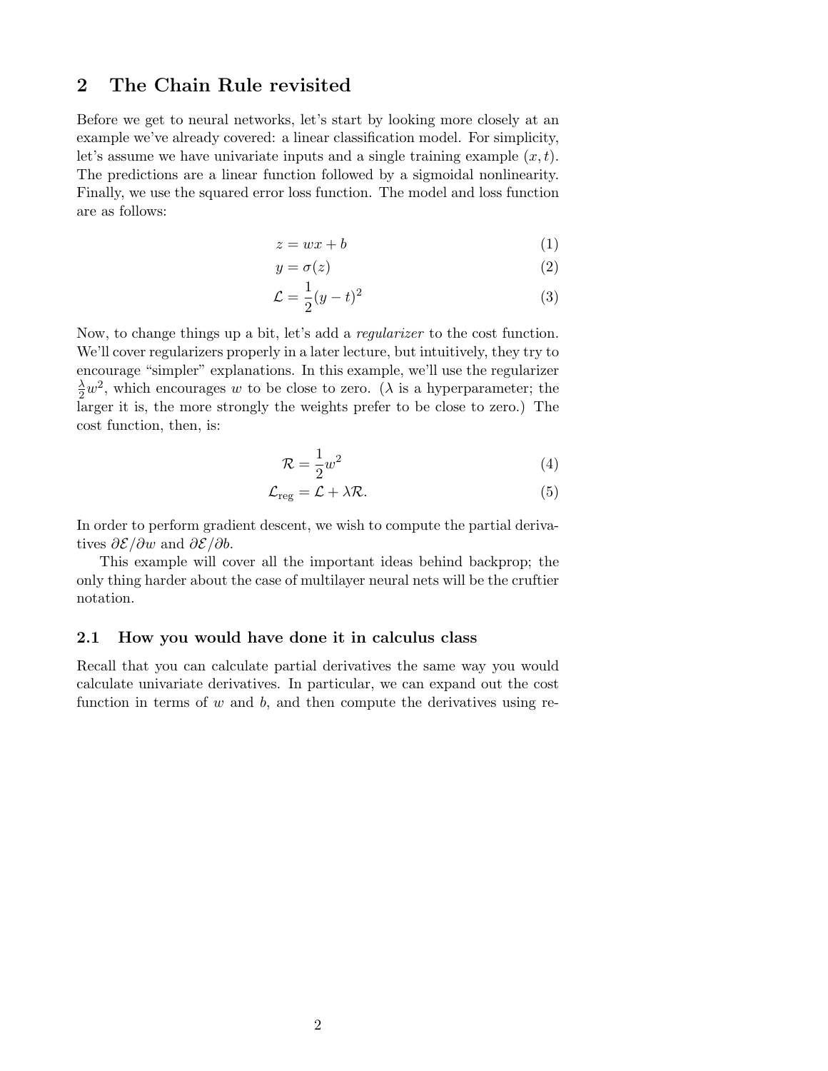## 2 The Chain Rule revisited

Before we get to neural networks, let's start by looking more closely at an example we've already covered: a linear classification model. For simplicity, let's assume we have univariate inputs and a single training example $(x, t)$. The predictions are a linear function followed by a sigmoidal nonlinearity. Finally, we use the squared error loss function. The model and loss function are as follows:

$$z = wx + b \tag{1}$$

$$y = \sigma(z) \tag{2}$$

$$\mathcal{L} = \frac{1}{2}(y - t)^2 \tag{3}$$

Now, to change things up a bit, let's add a *regularizer* to the cost function. We'll cover regularizers properly in a later lecture, but intuitively, they try to encourage "simpler" explanations. In this example, we'll use the regularizer $\frac{\lambda}{2}w^2$, which encourages $w$ to be close to zero. ($\lambda$ is a hyperparameter; the larger it is, the more strongly the weights prefer to be close to zero.) The cost function, then, is:

$$\mathcal{R} = \frac{1}{2}w^2 \tag{4}$$

$$\mathcal{L}_{\text{reg}} = \mathcal{L} + \lambda\mathcal{R}. \tag{5}$$

In order to perform gradient descent, we wish to compute the partial derivatives $\partial\mathcal{E}/\partial w$ and $\partial\mathcal{E}/\partial b$.

This example will cover all the important ideas behind backprop; the only thing harder about the case of multilayer neural nets will be the cruftier notation.

### 2.1 How you would have done it in calculus class

Recall that you can calculate partial derivatives the same way you would calculate univariate derivatives. In particular, we can expand out the cost function in terms of $w$ and $b$, and then compute the derivatives using re-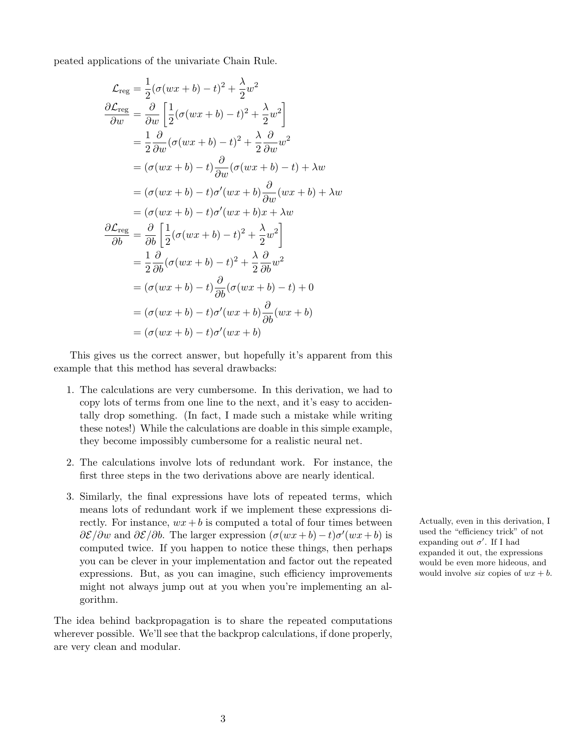peated applications of the univariate Chain Rule.

$$
\begin{aligned}
\mathcal{L}_{\text{reg}} &= \frac{1}{2}(\sigma(wx+b)-t)^2 + \frac{\lambda}{2}w^2 \\
\frac{\partial \mathcal{L}_{\text{reg}}}{\partial w} &= \frac{\partial}{\partial w}\left[\frac{1}{2}(\sigma(wx+b)-t)^2 + \frac{\lambda}{2}w^2\right] \\
&= \frac{1}{2}\frac{\partial}{\partial w}(\sigma(wx+b)-t)^2 + \frac{\lambda}{2}\frac{\partial}{\partial w}w^2 \\
&= (\sigma(wx+b)-t)\frac{\partial}{\partial w}(\sigma(wx+b)-t) + \lambda w \\
&= (\sigma(wx+b)-t)\sigma'(wx+b)\frac{\partial}{\partial w}(wx+b) + \lambda w \\
&= (\sigma(wx+b)-t)\sigma'(wx+b)x + \lambda w \\
\frac{\partial \mathcal{L}_{\text{reg}}}{\partial b} &= \frac{\partial}{\partial b}\left[\frac{1}{2}(\sigma(wx+b)-t)^2 + \frac{\lambda}{2}w^2\right] \\
&= \frac{1}{2}\frac{\partial}{\partial b}(\sigma(wx+b)-t)^2 + \frac{\lambda}{2}\frac{\partial}{\partial b}w^2 \\
&= (\sigma(wx+b)-t)\frac{\partial}{\partial b}(\sigma(wx+b)-t) + 0 \\
&= (\sigma(wx+b)-t)\sigma'(wx+b)\frac{\partial}{\partial b}(wx+b) \\
&= (\sigma(wx+b)-t)\sigma'(wx+b)
\end{aligned}
$$

This gives us the correct answer, but hopefully it's apparent from this example that this method has several drawbacks:

1. The calculations are very cumbersome. In this derivation, we had to copy lots of terms from one line to the next, and it's easy to accidentally drop something. (In fact, I made such a mistake while writing these notes!) While the calculations are doable in this simple example, they become impossibly cumbersome for a realistic neural net.
2. The calculations involve lots of redundant work. For instance, the first three steps in the two derivations above are nearly identical.
3. Similarly, the final expressions have lots of repeated terms, which means lots of redundant work if we implement these expressions directly. For instance, $wx + b$ is computed a total of four times between $\partial \mathcal{E}/\partial w$ and $\partial \mathcal{E}/\partial b$. The larger expression $(\sigma(wx + b) - t)\sigma'(wx + b)$ is computed twice. If you happen to notice these things, then perhaps you can be clever in your implementation and factor out the repeated expressions. But, as you can imagine, such efficiency improvements might not always jump out at you when you're implementing an algorithm.

Actually, even in this derivation, I used the "efficiency trick" of not expanding out $\sigma'$. If I had expanded it out, the expressions would be even more hideous, and would involve *six* copies of $wx + b$.

The idea behind backpropagation is to share the repeated computations wherever possible. We'll see that the backprop calculations, if done properly, are very clean and modular.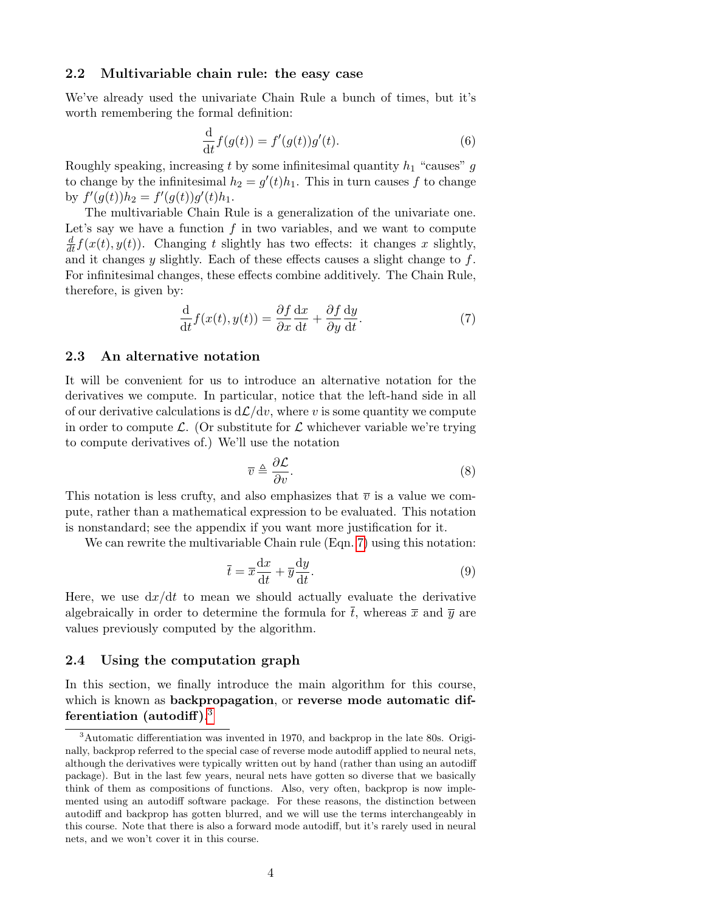### 2.2 Multivariable chain rule: the easy case

We've already used the univariate Chain Rule a bunch of times, but it's worth remembering the formal definition:

$$\frac{\mathrm{d}}{\mathrm{d}t} f(g(t)) = f'(g(t))g'(t). \tag{6}$$

Roughly speaking, increasing $t$ by some infinitesimal quantity $h_1$ "causes" $g$ to change by the infinitesimal $h_2 = g'(t)h_1$. This in turn causes $f$ to change by $f'(g(t))h_2 = f'(g(t))g'(t)h_1$.

The multivariable Chain Rule is a generalization of the univariate one. Let's say we have a function $f$ in two variables, and we want to compute $\frac{d}{dt} f(x(t), y(t))$. Changing $t$ slightly has two effects: it changes $x$ slightly, and it changes $y$ slightly. Each of these effects causes a slight change to $f$. For infinitesimal changes, these effects combine additively. The Chain Rule, therefore, is given by:

$$\frac{\mathrm{d}}{\mathrm{d}t} f(x(t), y(t)) = \frac{\partial f}{\partial x} \frac{\mathrm{d}x}{\mathrm{d}t} + \frac{\partial f}{\partial y} \frac{\mathrm{d}y}{\mathrm{d}t}. \tag{7}$$

### 2.3 An alternative notation

It will be convenient for us to introduce an alternative notation for the derivatives we compute. In particular, notice that the left-hand side in all of our derivative calculations is $\mathrm{d}\mathcal{L}/\mathrm{d}v$, where $v$ is some quantity we compute in order to compute $\mathcal{L}$. (Or substitute for $\mathcal{L}$ whichever variable we're trying to compute derivatives of.) We'll use the notation

$$\overline{v} \triangleq \frac{\partial \mathcal{L}}{\partial v}. \tag{8}$$

This notation is less crufty, and also emphasizes that $\overline{v}$ is a value we compute, rather than a mathematical expression to be evaluated. This notation is nonstandard; see the appendix if you want more justification for it.

We can rewrite the multivariable Chain rule (Eqn. 7) using this notation:

$$\overline{t} = \overline{x} \frac{\mathrm{d}x}{\mathrm{d}t} + \overline{y} \frac{\mathrm{d}y}{\mathrm{d}t}. \tag{9}$$

Here, we use $\mathrm{d}x/\mathrm{d}t$ to mean we should actually evaluate the derivative algebraically in order to determine the formula for $\overline{t}$, whereas $\overline{x}$ and $\overline{y}$ are values previously computed by the algorithm.

### 2.4 Using the computation graph

In this section, we finally introduce the main algorithm for this course, which is known as **backpropagation**, or **reverse mode automatic differentiation (autodiff)**.[3]

[3] Automatic differentiation was invented in 1970, and backprop in the late 80s. Originally, backprop referred to the special case of reverse mode autodiff applied to neural nets, although the derivatives were typically written out by hand (rather than using an autodiff package). But in the last few years, neural nets have gotten so diverse that we basically think of them as compositions of functions. Also, very often, backprop is now implemented using an autodiff software package. For these reasons, the distinction between autodiff and backprop has gotten blurred, and we will use the terms interchangeably in this course. Note that there is also a forward mode autodiff, but it's rarely used in neural nets, and we won't cover it in this course.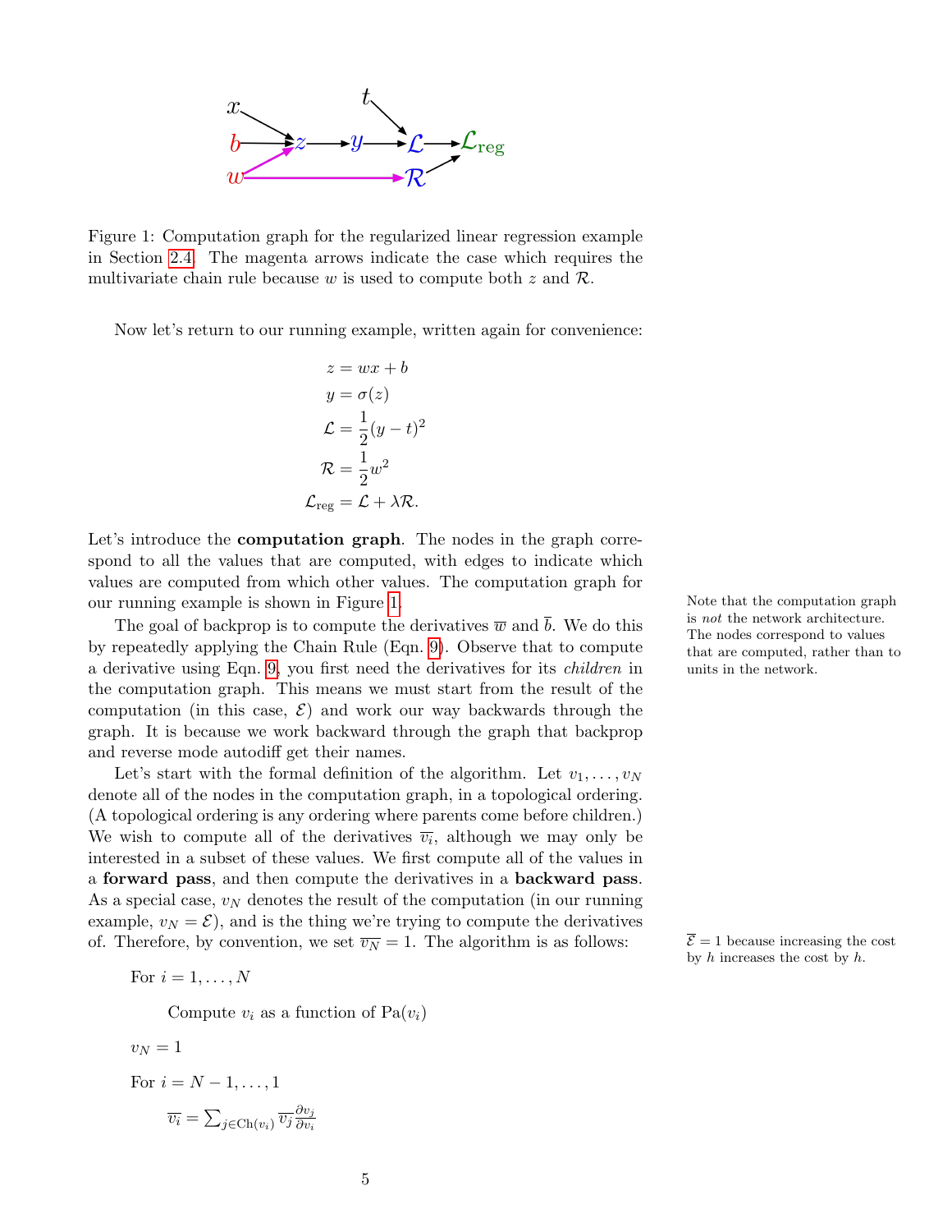Figure 1: Computation graph for the regularized linear regression example in Section 2.4. The magenta arrows indicate the case which requires the multivariate chain rule because $w$ is used to compute both $z$ and $\mathcal{R}$.

Now let's return to our running example, written again for convenience:

$$
\begin{aligned}
z &= wx + b \\
y &= \sigma(z) \\
\mathcal{L} &= \frac{1}{2}(y - t)^2 \\
\mathcal{R} &= \frac{1}{2}w^2 \\
\mathcal{L}_{\text{reg}} &= \mathcal{L} + \lambda \mathcal{R}.
\end{aligned}
$$

Let's introduce the **computation graph**. The nodes in the graph correspond to all the values that are computed, with edges to indicate which values are computed from which other values. The computation graph for our running example is shown in Figure 1.

Note that the computation graph is *not* the network architecture. The nodes correspond to values that are computed, rather than to units in the network.

The goal of backprop is to compute the derivatives $\overline{w}$ and $\overline{b}$. We do this by repeatedly applying the Chain Rule (Eqn. 9). Observe that to compute a derivative using Eqn. 9, you first need the derivatives for its *children* in the computation graph. This means we must start from the result of the computation (in this case, $\mathcal{E}$) and work our way backwards through the graph. It is because we work backward through the graph that backprop and reverse mode autodiff get their names.

Let's start with the formal definition of the algorithm. Let $v_1, \ldots, v_N$ denote all of the nodes in the computation graph, in a topological ordering. (A topological ordering is any ordering where parents come before children.) We wish to compute all of the derivatives $\overline{v_i}$, although we may only be interested in a subset of these values. We first compute all of the values in a **forward pass**, and then compute the derivatives in a **backward pass**. As a special case, $v_N$ denotes the result of the computation (in our running example, $v_N = \mathcal{E}$), and is the thing we're trying to compute the derivatives of. Therefore, by convention, we set $\overline{v_N} = 1$. The algorithm is as follows:

$\overline{\mathcal{E}} = 1$ because increasing the cost by $h$ increases the cost by $h$.

For $i = 1, \ldots, N$

  Compute $v_i$ as a function of $\text{Pa}(v_i)$

$v_N = 1$

For $i = N - 1, \ldots, 1$

  $\overline{v_i} = \sum_{j \in \text{Ch}(v_i)} \overline{v_j} \frac{\partial v_j}{\partial v_i}$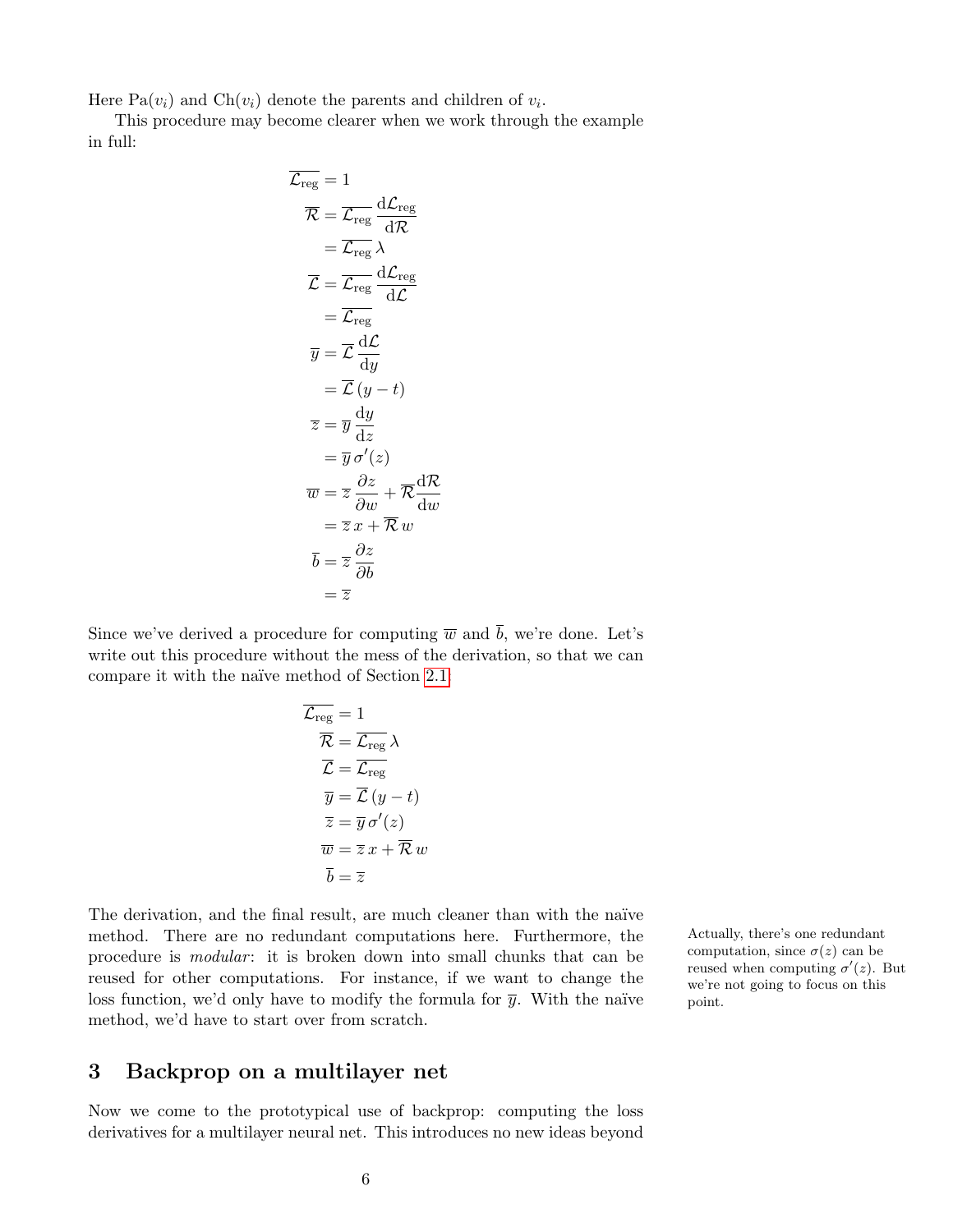Here $\mathrm{Pa}(v_i)$ and $\mathrm{Ch}(v_i)$ denote the parents and children of $v_i$.

This procedure may become clearer when we work through the example in full:

$$
\begin{aligned}
\overline{\mathcal{L}_{\mathrm{reg}}} &= 1 \\
\overline{\mathcal{R}} &= \overline{\mathcal{L}_{\mathrm{reg}}} \, \frac{\mathrm{d}\mathcal{L}_{\mathrm{reg}}}{\mathrm{d}\mathcal{R}} \\
&= \overline{\mathcal{L}_{\mathrm{reg}}} \, \lambda \\
\overline{\mathcal{L}} &= \overline{\mathcal{L}_{\mathrm{reg}}} \, \frac{\mathrm{d}\mathcal{L}_{\mathrm{reg}}}{\mathrm{d}\mathcal{L}} \\
&= \overline{\mathcal{L}_{\mathrm{reg}}} \\
\overline{y} &= \overline{\mathcal{L}} \, \frac{\mathrm{d}\mathcal{L}}{\mathrm{d}y} \\
&= \overline{\mathcal{L}} \, (y - t) \\
\overline{z} &= \overline{y} \, \frac{\mathrm{d}y}{\mathrm{d}z} \\
&= \overline{y} \, \sigma'(z) \\
\overline{w} &= \overline{z} \, \frac{\partial z}{\partial w} + \overline{\mathcal{R}} \frac{\mathrm{d}\mathcal{R}}{\mathrm{d}w} \\
&= \overline{z} \, x + \overline{\mathcal{R}} \, w \\
\overline{b} &= \overline{z} \, \frac{\partial z}{\partial b} \\
&= \overline{z}
\end{aligned}
$$

Since we've derived a procedure for computing $\overline{w}$ and $\overline{b}$, we're done. Let's write out this procedure without the mess of the derivation, so that we can compare it with the naïve method of Section 2.1:

$$
\begin{aligned}
\overline{\mathcal{L}_{\mathrm{reg}}} &= 1 \\
\overline{\mathcal{R}} &= \overline{\mathcal{L}_{\mathrm{reg}}} \, \lambda \\
\overline{\mathcal{L}} &= \overline{\mathcal{L}_{\mathrm{reg}}} \\
\overline{y} &= \overline{\mathcal{L}} \, (y - t) \\
\overline{z} &= \overline{y} \, \sigma'(z) \\
\overline{w} &= \overline{z} \, x + \overline{\mathcal{R}} \, w \\
\overline{b} &= \overline{z}
\end{aligned}
$$

The derivation, and the final result, are much cleaner than with the naïve method. There are no redundant computations here. Furthermore, the procedure is *modular*: it is broken down into small chunks that can be reused for other computations. For instance, if we want to change the loss function, we'd only have to modify the formula for $\overline{y}$. With the naïve method, we'd have to start over from scratch.

Actually, there's one redundant computation, since $\sigma(z)$ can be reused when computing $\sigma'(z)$. But we're not going to focus on this point.

## 3 Backprop on a multilayer net

Now we come to the prototypical use of backprop: computing the loss derivatives for a multilayer neural net. This introduces no new ideas beyond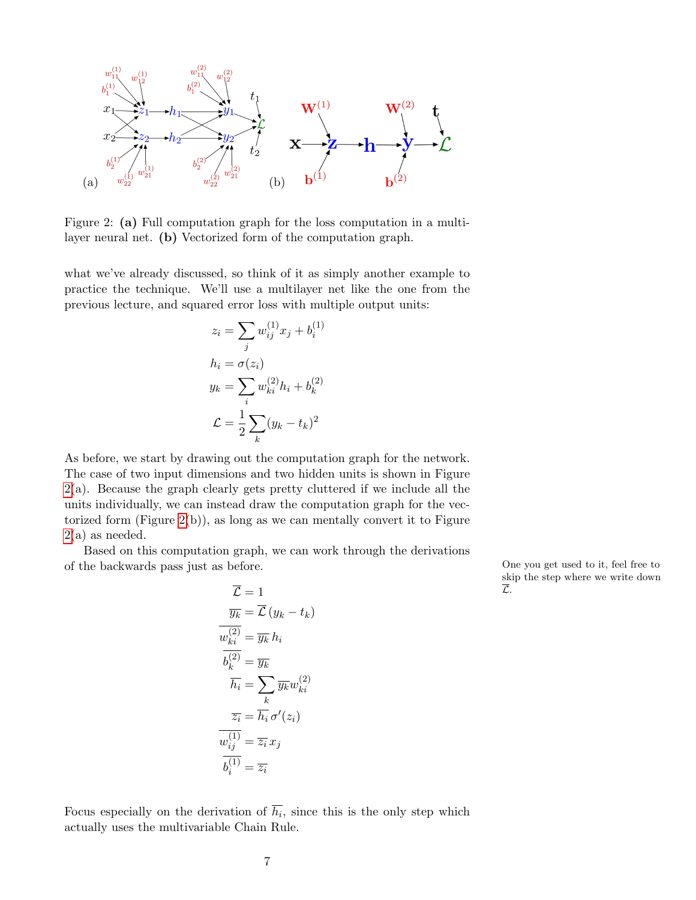Figure 2: **(a)** Full computation graph for the loss computation in a multi-layer neural net. **(b)** Vectorized form of the computation graph.

what we've already discussed, so think of it as simply another example to practice the technique. We'll use a multilayer net like the one from the previous lecture, and squared error loss with multiple output units:

$$
\begin{aligned}
z_i &= \sum_j w_{ij}^{(1)} x_j + b_i^{(1)} \\
h_i &= \sigma(z_i) \\
y_k &= \sum_i w_{ki}^{(2)} h_i + b_k^{(2)} \\
\mathcal{L} &= \frac{1}{2} \sum_k (y_k - t_k)^2
\end{aligned}
$$

As before, we start by drawing out the computation graph for the network. The case of two input dimensions and two hidden units is shown in Figure 2(a). Because the graph clearly gets pretty cluttered if we include all the units individually, we can instead draw the computation graph for the vectorized form (Figure 2(b)), as long as we can mentally convert it to Figure 2(a) as needed.

Based on this computation graph, we can work through the derivations of the backwards pass just as before.

One you get used to it, feel free to skip the step where we write down $\overline{\mathcal{L}}$.

$$
\begin{aligned}
\overline{\mathcal{L}} &= 1 \\
\overline{y_k} &= \overline{\mathcal{L}}\,(y_k - t_k) \\
\overline{w_{ki}^{(2)}} &= \overline{y_k}\,h_i \\
\overline{b_k^{(2)}} &= \overline{y_k} \\
\overline{h_i} &= \sum_k \overline{y_k} w_{ki}^{(2)} \\
\overline{z_i} &= \overline{h_i}\,\sigma'(z_i) \\
\overline{w_{ij}^{(1)}} &= \overline{z_i}\,x_j \\
\overline{b_i^{(1)}} &= \overline{z_i}
\end{aligned}
$$

Focus especially on the derivation of $\overline{h_i}$, since this is the only step which actually uses the multivariable Chain Rule.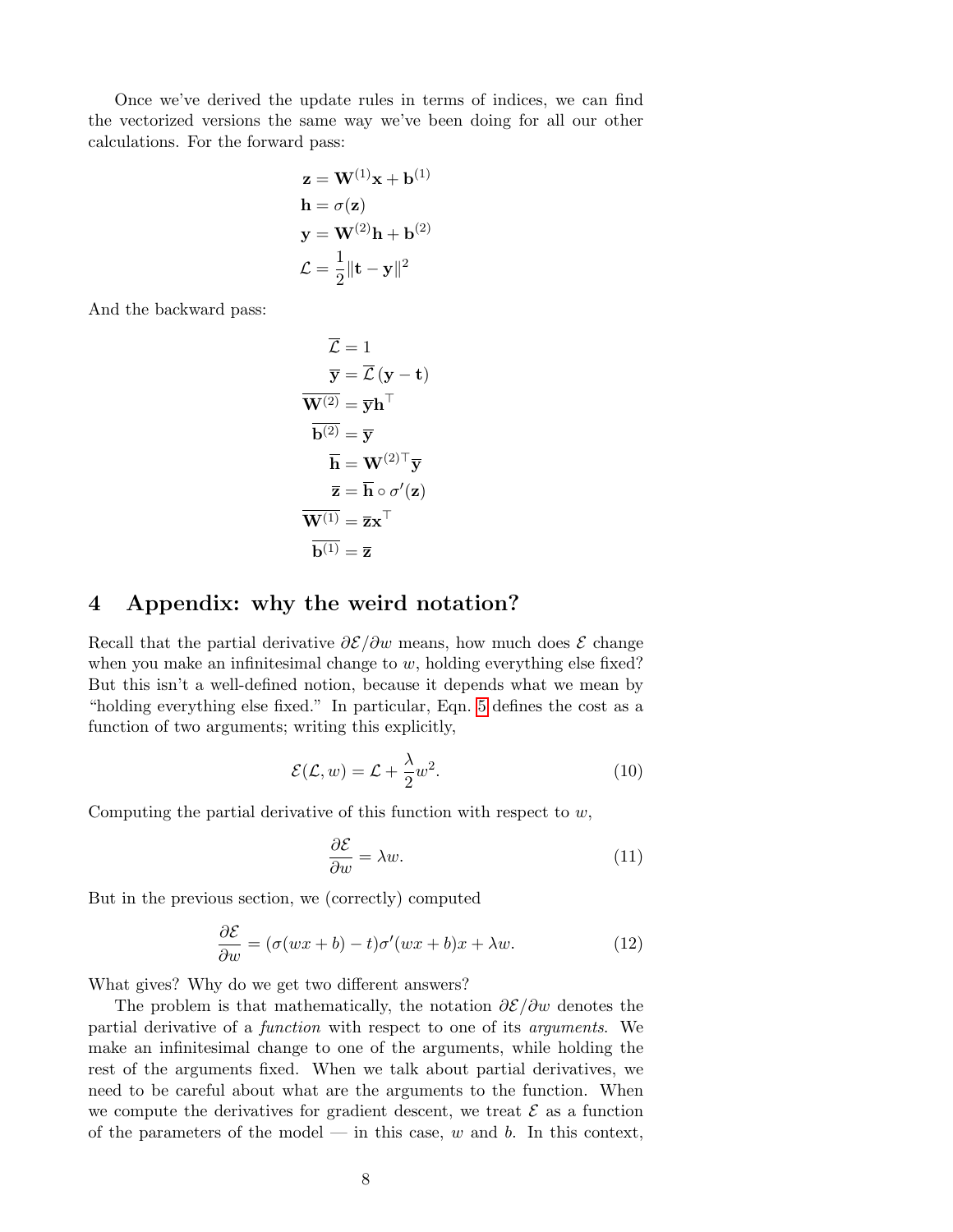Once we've derived the update rules in terms of indices, we can find the vectorized versions the same way we've been doing for all our other calculations. For the forward pass:

$$
\begin{aligned}
\mathbf{z} &= \mathbf{W}^{(1)}\mathbf{x} + \mathbf{b}^{(1)} \\
\mathbf{h} &= \sigma(\mathbf{z}) \\
\mathbf{y} &= \mathbf{W}^{(2)}\mathbf{h} + \mathbf{b}^{(2)} \\
\mathcal{L} &= \frac{1}{2}\|\mathbf{t} - \mathbf{y}\|^2
\end{aligned}
$$

And the backward pass:

$$
\begin{aligned}
\overline{\mathcal{L}} &= 1 \\
\overline{\mathbf{y}} &= \overline{\mathcal{L}}\,(\mathbf{y} - \mathbf{t}) \\
\overline{\mathbf{W}^{(2)}} &= \overline{\mathbf{y}}\mathbf{h}^\top \\
\overline{\mathbf{b}^{(2)}} &= \overline{\mathbf{y}} \\
\overline{\mathbf{h}} &= \mathbf{W}^{(2)\top}\overline{\mathbf{y}} \\
\overline{\mathbf{z}} &= \overline{\mathbf{h}} \circ \sigma'(\mathbf{z}) \\
\overline{\mathbf{W}^{(1)}} &= \overline{\mathbf{z}}\mathbf{x}^\top \\
\overline{\mathbf{b}^{(1)}} &= \overline{\mathbf{z}}
\end{aligned}
$$

## 4 Appendix: why the weird notation?

Recall that the partial derivative $\partial \mathcal{E}/\partial w$ means, how much does $\mathcal{E}$ change when you make an infinitesimal change to $w$, holding everything else fixed? But this isn't a well-defined notion, because it depends what we mean by "holding everything else fixed." In particular, Eqn. 5 defines the cost as a function of two arguments; writing this explicitly,

$$\mathcal{E}(\mathcal{L}, w) = \mathcal{L} + \frac{\lambda}{2}w^2. \tag{10}$$

Computing the partial derivative of this function with respect to $w$,

$$\frac{\partial \mathcal{E}}{\partial w} = \lambda w. \tag{11}$$

But in the previous section, we (correctly) computed

$$\frac{\partial \mathcal{E}}{\partial w} = (\sigma(wx + b) - t)\sigma'(wx + b)x + \lambda w. \tag{12}$$

What gives? Why do we get two different answers?

The problem is that mathematically, the notation $\partial \mathcal{E}/\partial w$ denotes the partial derivative of a *function* with respect to one of its *arguments*. We make an infinitesimal change to one of the arguments, while holding the rest of the arguments fixed. When we talk about partial derivatives, we need to be careful about what are the arguments to the function. When we compute the derivatives for gradient descent, we treat $\mathcal{E}$ as a function of the parameters of the model — in this case, $w$ and $b$. In this context,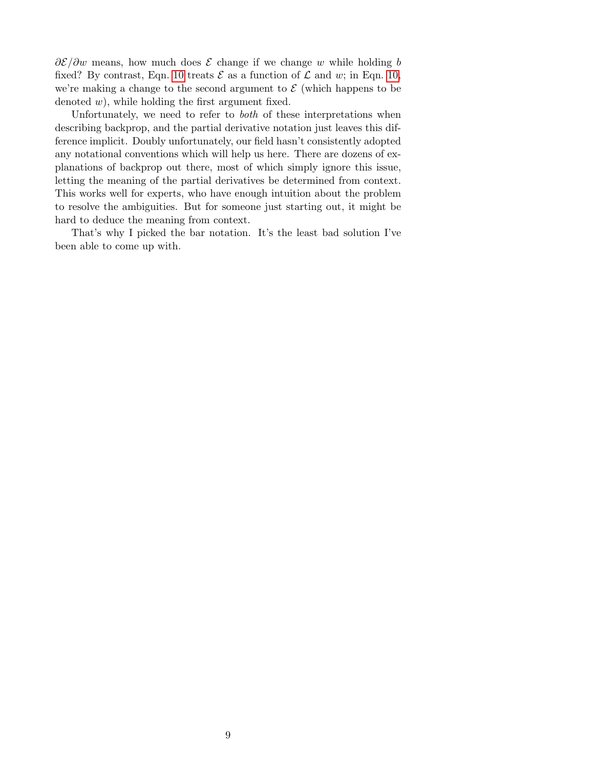$\partial \mathcal{E}/\partial w$ means, how much does $\mathcal{E}$ change if we change $w$ while holding $b$ fixed? By contrast, Eqn. 10 treats $\mathcal{E}$ as a function of $\mathcal{L}$ and $w$; in Eqn. 10, we're making a change to the second argument to $\mathcal{E}$ (which happens to be denoted $w$), while holding the first argument fixed.

Unfortunately, we need to refer to *both* of these interpretations when describing backprop, and the partial derivative notation just leaves this difference implicit. Doubly unfortunately, our field hasn't consistently adopted any notational conventions which will help us here. There are dozens of explanations of backprop out there, most of which simply ignore this issue, letting the meaning of the partial derivatives be determined from context. This works well for experts, who have enough intuition about the problem to resolve the ambiguities. But for someone just starting out, it might be hard to deduce the meaning from context.

That's why I picked the bar notation. It's the least bad solution I've been able to come up with.